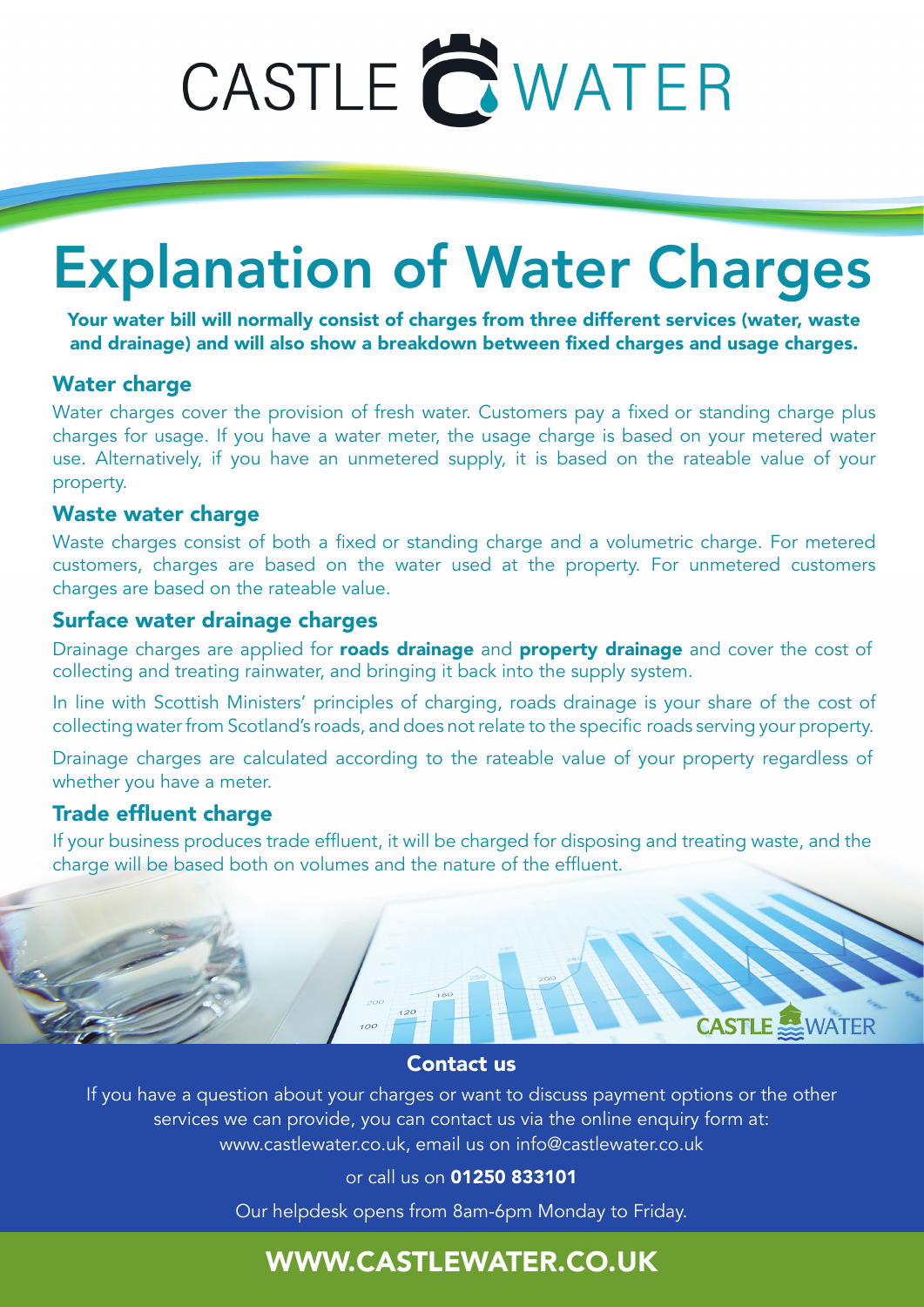# CASTLE WATER

# Explanation of Water Charges

**Your water bill will normally consist of charges from three different services (water, waste and drainage) and will also show a breakdown between fixed charges and usage charges.**

## Water charge

Water charges cover the provision of fresh water. Customers pay a fixed or standing charge plus charges for usage. If you have a water meter, the usage charge is based on your metered water use. Alternatively, if you have an unmetered supply, it is based on the rateable value of your property.

## Waste water charge

Waste charges consist of both a fixed or standing charge and a volumetric charge. For metered customers, charges are based on the water used at the property. For unmetered customers charges are based on the rateable value.

## Surface water drainage charges

Drainage charges are applied for **roads drainage** and **property drainage** and cover the cost of collecting and treating rainwater, and bringing it back into the supply system.

In line with Scottish Ministers' principles of charging, roads drainage is your share of the cost of collecting water from Scotland's roads, and does not relate to the specific roads serving your property.

Drainage charges are calculated according to the rateable value of your property regardless of whether you have a meter.

## Trade effluent charge

If your business produces trade effluent, it will be charged for disposing and treating waste, and the charge will be based both on volumes and the nature of the effluent.

## Contact us

If you have a question about your charges or want to discuss payment options or the other services we can provide, you can contact us via the online enquiry form at: www.castlewater.co.uk, email us on info@castlewater.co.uk

or call us on **01250 833101**

Our helpdesk opens from 8am-6pm Monday to Friday.

**WWW.CASTLEWATER.CO.UK**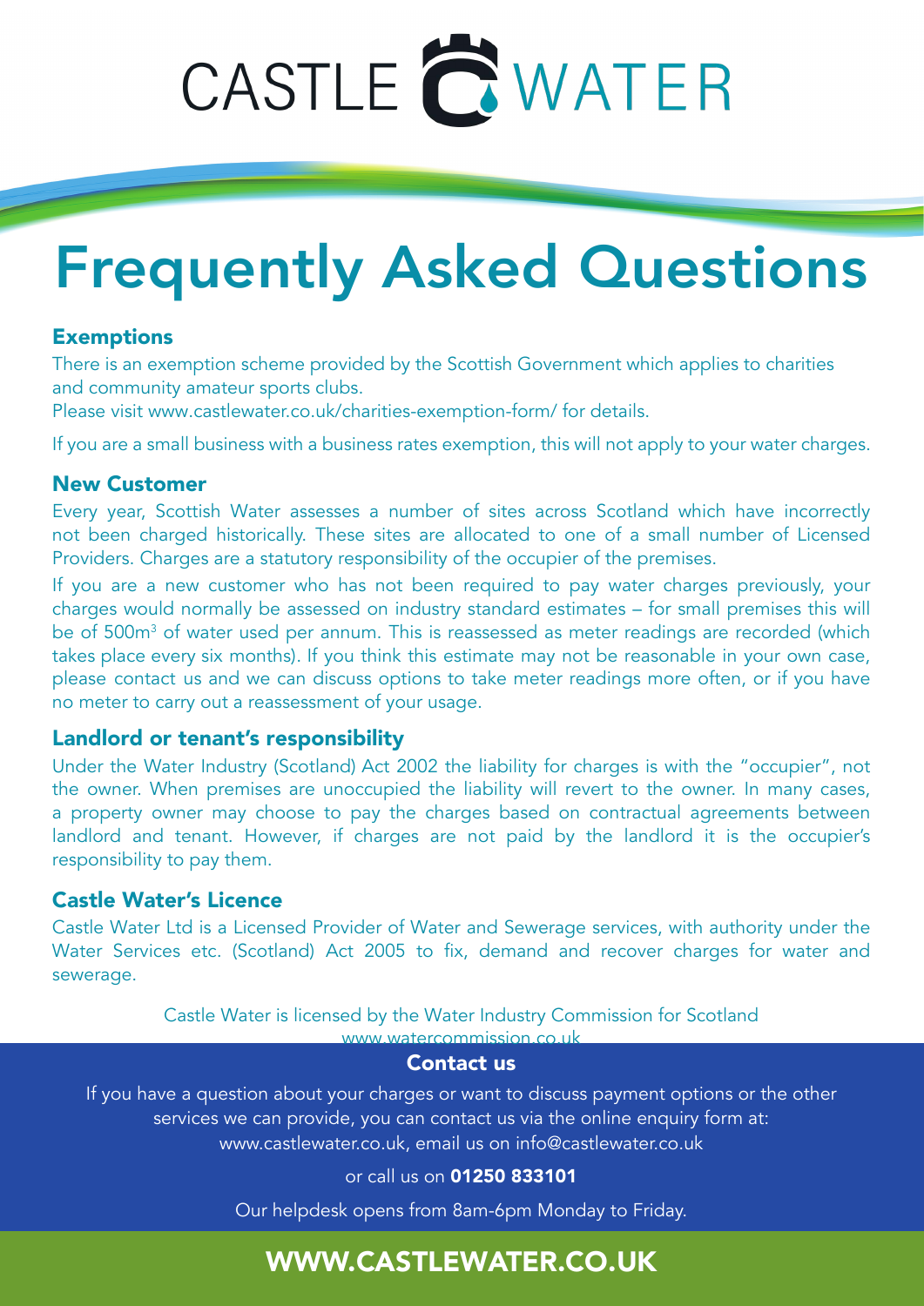# CASTLE WATER

# Frequently Asked Questions

### Exemptions

There is an exemption scheme provided by the Scottish Government which applies to charities and community amateur sports clubs.
Please visit www.castlewater.co.uk/charities-exemption-form/ for details.

If you are a small business with a business rates exemption, this will not apply to your water charges.

### New Customer

Every year, Scottish Water assesses a number of sites across Scotland which have incorrectly not been charged historically. These sites are allocated to one of a small number of Licensed Providers. Charges are a statutory responsibility of the occupier of the premises.

If you are a new customer who has not been required to pay water charges previously, your charges would normally be assessed on industry standard estimates – for small premises this will be of 500m$^3$ of water used per annum. This is reassessed as meter readings are recorded (which takes place every six months). If you think this estimate may not be reasonable in your own case, please contact us and we can discuss options to take meter readings more often, or if you have no meter to carry out a reassessment of your usage.

### Landlord or tenant's responsibility

Under the Water Industry (Scotland) Act 2002 the liability for charges is with the "occupier", not the owner. When premises are unoccupied the liability will revert to the owner. In many cases, a property owner may choose to pay the charges based on contractual agreements between landlord and tenant. However, if charges are not paid by the landlord it is the occupier's responsibility to pay them.

### Castle Water's Licence

Castle Water Ltd is a Licensed Provider of Water and Sewerage services, with authority under the Water Services etc. (Scotland) Act 2005 to fix, demand and recover charges for water and sewerage.

Castle Water is licensed by the Water Industry Commission for Scotland
www.watercommission.co.uk

### Contact us

If you have a question about your charges or want to discuss payment options or the other services we can provide, you can contact us via the online enquiry form at: www.castlewater.co.uk, email us on info@castlewater.co.uk

or call us on **01250 833101**

Our helpdesk opens from 8am-6pm Monday to Friday.

## WWW.CASTLEWATER.CO.UK